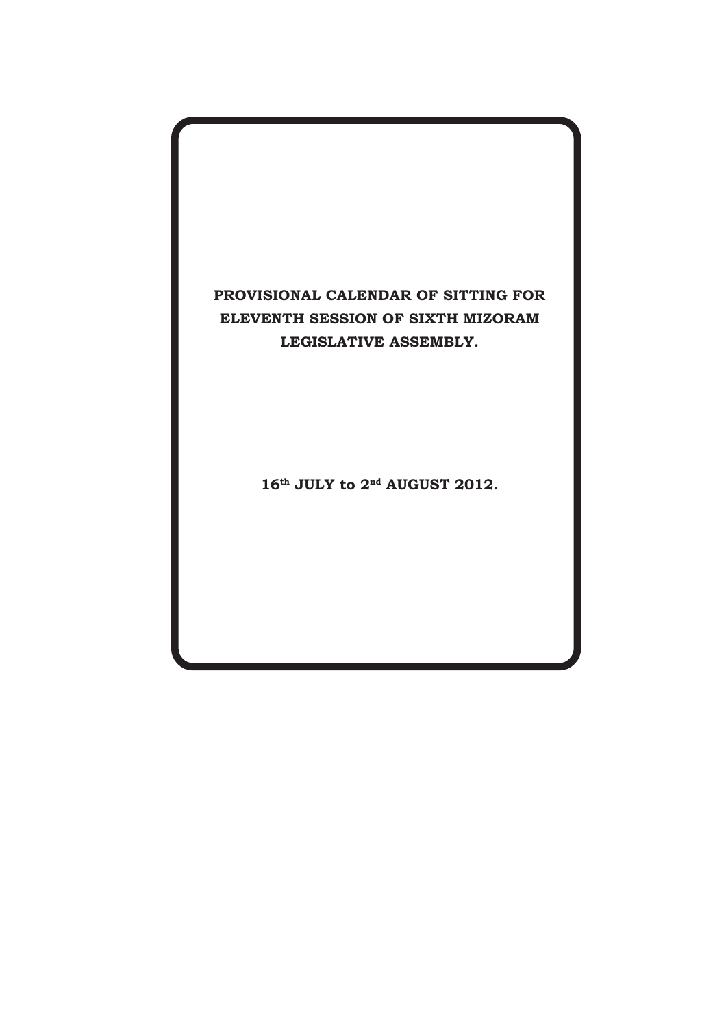**PROVISIONAL CALENDAR OF SITTING FOR ELEVENTH SESSION OF SIXTH MIZORAM LEGISLATIVE ASSEMBLY.**

**16th JULY to 2nd AUGUST 2012.**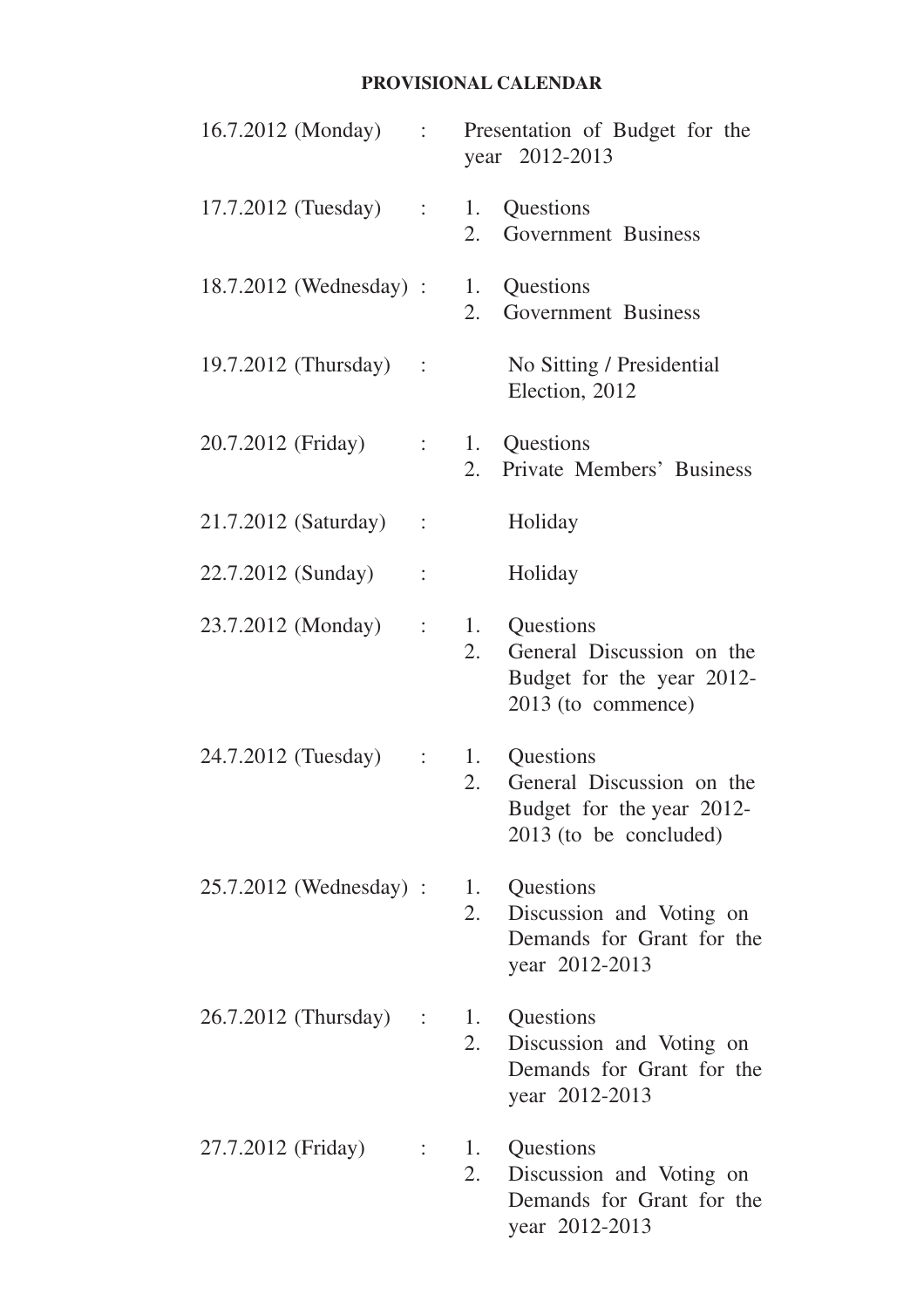## PROVISIONAL CALENDAR

| Date | | Business |
|---|---|---|
| 16.7.2012 (Monday) | : | Presentation of Budget for the year 2012-2013 |
| 17.7.2012 (Tuesday) | : | 1. Questions<br>2. Government Business |
| 18.7.2012 (Wednesday) | : | 1. Questions<br>2. Government Business |
| 19.7.2012 (Thursday) | : | No Sitting / Presidential Election, 2012 |
| 20.7.2012 (Friday) | : | 1. Questions<br>2. Private Members' Business |
| 21.7.2012 (Saturday) | : | Holiday |
| 22.7.2012 (Sunday) | : | Holiday |
| 23.7.2012 (Monday) | : | 1. Questions<br>2. General Discussion on the Budget for the year 2012-2013 (to commence) |
| 24.7.2012 (Tuesday) | : | 1. Questions<br>2. General Discussion on the Budget for the year 2012-2013 (to be concluded) |
| 25.7.2012 (Wednesday) | : | 1. Questions<br>2. Discussion and Voting on Demands for Grant for the year 2012-2013 |
| 26.7.2012 (Thursday) | : | 1. Questions<br>2. Discussion and Voting on Demands for Grant for the year 2012-2013 |
| 27.7.2012 (Friday) | : | 1. Questions<br>2. Discussion and Voting on Demands for Grant for the year 2012-2013 |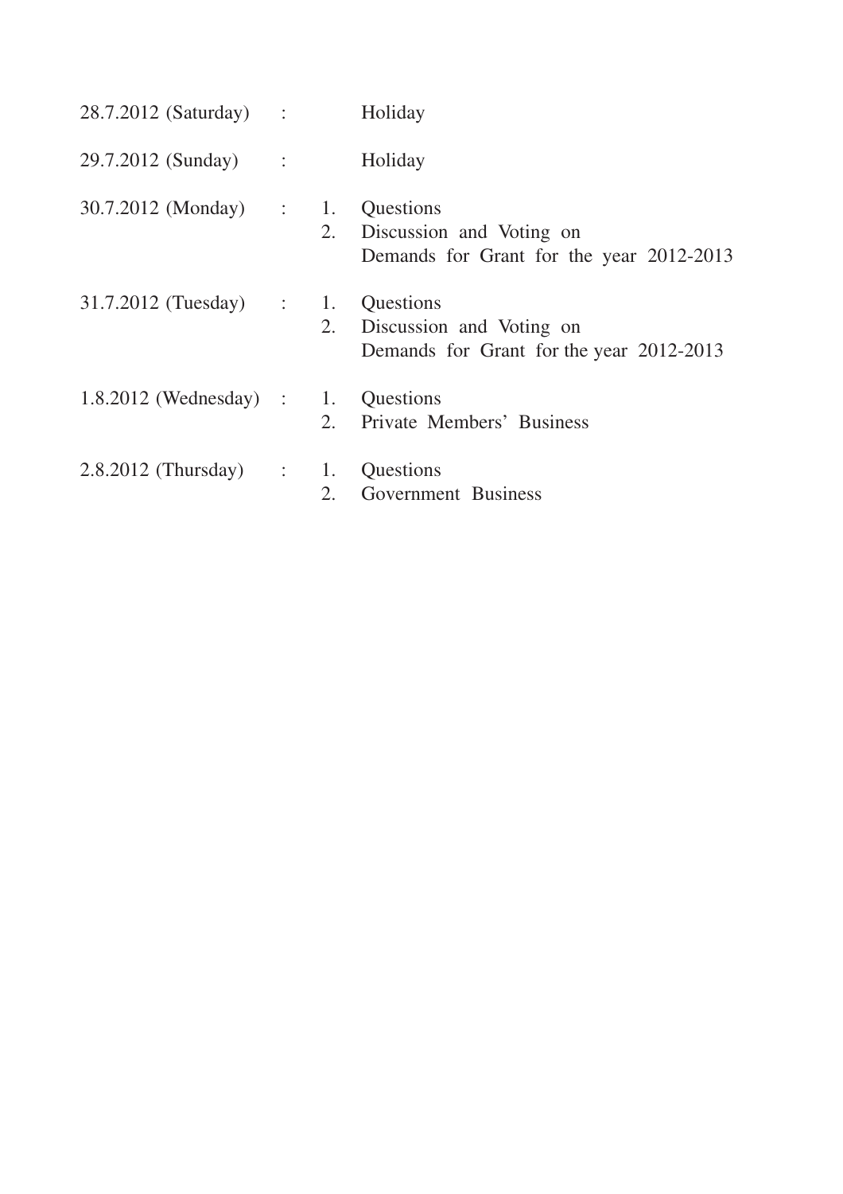| | | | |
|---|---|---|---|
| 28.7.2012 (Saturday) | : | | Holiday |
| 29.7.2012 (Sunday) | : | | Holiday |
| 30.7.2012 (Monday) | : | 1. | Questions |
| | | 2. | Discussion and Voting on Demands for Grant for the year 2012-2013 |
| 31.7.2012 (Tuesday) | : | 1. | Questions |
| | | 2. | Discussion and Voting on Demands for Grant for the year 2012-2013 |
| 1.8.2012 (Wednesday) | : | 1. | Questions |
| | | 2. | Private Members' Business |
| 2.8.2012 (Thursday) | : | 1. | Questions |
| | | 2. | Government Business |